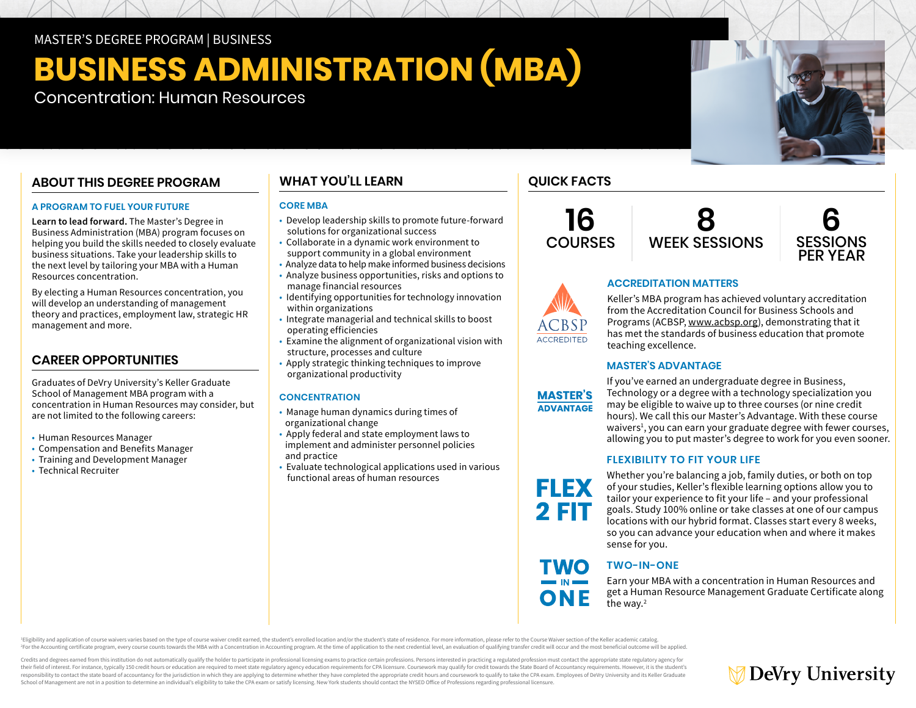MASTER'S DEGREE PROGRAM | BUSINESS

# BUSINESS ADMINISTRATION (MBA)

Concentration: Human Resources

## ABOUT THIS DEGREE PROGRAM

### A PROGRAM TO FUEL YOUR FUTURE

**Learn to lead forward.** The Master's Degree in Business Administration (MBA) program focuses on helping you build the skills needed to closely evaluate business situations. Take your leadership skills to the next level by tailoring your MBA with a Human Resources concentration.

By electing a Human Resources concentration, you will develop an understanding of management theory and practices, employment law, strategic HR management and more.

## CAREER OPPORTUNITIES

Graduates of DeVry University's Keller Graduate School of Management MBA program with a concentration in Human Resources may consider, but are not limited to the following careers:

- Human Resources Manager
- Compensation and Benefits Manager
- Training and Development Manager
- Technical Recruiter

## WHAT YOU'LL LEARN

### CORE MBA

- Develop leadership skills to promote future-forward solutions for organizational success
- Collaborate in a dynamic work environment to support community in a global environment
- Analyze data to help make informed business decisions
- Analyze business opportunities, risks and options to manage financial resources
- Identifying opportunities for technology innovation within organizations
- Integrate managerial and technical skills to boost operating efficiencies
- Examine the alignment of organizational vision with structure, processes and culture
- Apply strategic thinking techniques to improve organizational productivity

### CONCENTRATION

- Manage human dynamics during times of organizational change
- Apply federal and state employment laws to implement and administer personnel policies and practice
- Evaluate technological applications used in various functional areas of human resources

## QUICK FACTS

**16** COURSES

**8** WEEK SESSIONS

**6** SESSIONS PER YEAR

ACBSP ACCREDITED

### ACCREDITATION MATTERS

Keller's MBA program has achieved voluntary accreditation from the Accreditation Council for Business Schools and Programs (ACBSP, www.acbsp.org), demonstrating that it has met the standards of business education that promote teaching excellence.

MASTER'S ADVANTAGE

### MASTER'S ADVANTAGE

If you've earned an undergraduate degree in Business, Technology or a degree with a technology specialization you may be eligible to waive up to three courses (or nine credit hours). We call this our Master's Advantage. With these course waivers[1], you can earn your graduate degree with fewer courses, allowing you to put master's degree to work for you even sooner.

FLEX 2 FIT

### FLEXIBILITY TO FIT YOUR LIFE

Whether you're balancing a job, family duties, or both on top of your studies, Keller's flexible learning options allow you to tailor your experience to fit your life – and your professional goals. Study 100% online or take classes at one of our campus locations with our hybrid format. Classes start every 8 weeks, so you can advance your education when and where it makes sense for you.

TWO IN ONE

### TWO-IN-ONE

Earn your MBA with a concentration in Human Resources and get a Human Resource Management Graduate Certificate along the way.[2]

[1]Eligibility and application of course waivers varies based on the type of course waiver credit earned, the student's enrolled location and/or the student's state of residence. For more information, please refer to the Course Waiver section of the Keller academic catalog.
[2]For the Accounting certificate program, every course counts towards the MBA with a Concentration in Accounting program. At the time of application to the next credential level, an evaluation of qualifying transfer credit will occur and the most beneficial outcome will be applied.

Credits and degrees earned from this institution do not automatically qualify the holder to participate in professional licensing exams to practice certain professions. Persons interested in practicing a regulated profession must contact the appropriate state regulatory agency for their field of interest. For instance, typically 150 credit hours or education are required to meet state regulatory agency education requirements for CPA licensure. Coursework may qualify for credit towards the State Board of Accountancy requirements. However, it is the student's responsibility to contact the state board of accountancy for the jurisdiction in which they are applying to determine whether they have completed the appropriate credit hours and coursework to qualify to take the CPA exam. Employees of DeVry University and its Keller Graduate School of Management are not in a position to determine an individual's eligibility to take the CPA exam or satisfy licensing. New York students should contact the NYSED Office of Professions regarding professional licensure.

DeVry University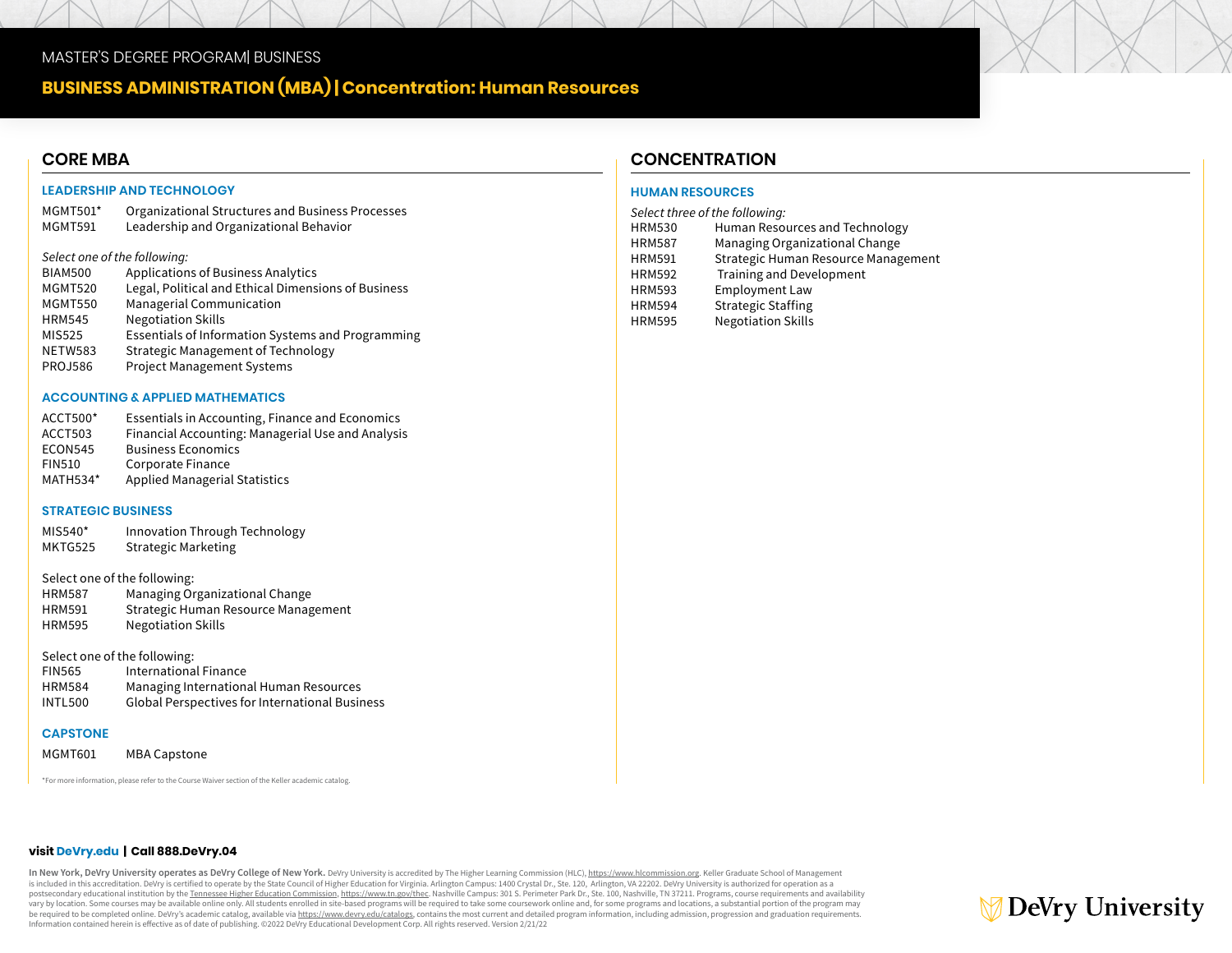MASTER'S DEGREE PROGRAM| BUSINESS

# BUSINESS ADMINISTRATION (MBA) | Concentration: Human Resources

## CORE MBA

### LEADERSHIP AND TECHNOLOGY

| | |
|---|---|
| MGMT501* | Organizational Structures and Business Processes |
| MGMT591 | Leadership and Organizational Behavior |

*Select one of the following:*

| | |
|---|---|
| BIAM500 | Applications of Business Analytics |
| MGMT520 | Legal, Political and Ethical Dimensions of Business |
| MGMT550 | Managerial Communication |
| HRM545 | Negotiation Skills |
| MIS525 | Essentials of Information Systems and Programming |
| NETW583 | Strategic Management of Technology |
| PROJ586 | Project Management Systems |

### ACCOUNTING & APPLIED MATHEMATICS

| | |
|---|---|
| ACCT500* | Essentials in Accounting, Finance and Economics |
| ACCT503 | Financial Accounting: Managerial Use and Analysis |
| ECON545 | Business Economics |
| FIN510 | Corporate Finance |
| MATH534* | Applied Managerial Statistics |

### STRATEGIC BUSINESS

| | |
|---|---|
| MIS540* | Innovation Through Technology |
| MKTG525 | Strategic Marketing |

Select one of the following:

| | |
|---|---|
| HRM587 | Managing Organizational Change |
| HRM591 | Strategic Human Resource Management |
| HRM595 | Negotiation Skills |

Select one of the following:

| | |
|---|---|
| FIN565 | International Finance |
| HRM584 | Managing International Human Resources |
| INTL500 | Global Perspectives for International Business |

### CAPSTONE

| | |
|---|---|
| MGMT601 | MBA Capstone |

*For more information, please refer to the Course Waiver section of the Keller academic catalog.

## CONCENTRATION

### HUMAN RESOURCES

*Select three of the following:*

| | |
|---|---|
| HRM530 | Human Resources and Technology |
| HRM587 | Managing Organizational Change |
| HRM591 | Strategic Human Resource Management |
| HRM592 | Training and Development |
| HRM593 | Employment Law |
| HRM594 | Strategic Staffing |
| HRM595 | Negotiation Skills |

**visit DeVry.edu | Call 888.DeVry.04**

**In New York, DeVry University operates as DeVry College of New York.** DeVry University is accredited by The Higher Learning Commission (HLC), https://www.hlcommission.org. Keller Graduate School of Management is included in this accreditation. DeVry is certified to operate by the State Council of Higher Education for Virginia. Arlington Campus: 1400 Crystal Dr., Ste. 120, Arlington, VA 22202. DeVry University is authorized for operation as a postsecondary educational institution by the Tennessee Higher Education Commission, https://www.tn.gov/thec. Nashville Campus: 301 S. Perimeter Park Dr., Ste. 100, Nashville, TN 37211. Programs, course requirements and availability vary by location. Some courses may be available online only. All students enrolled in site-based programs will be required to take some coursework online and, for some programs and locations, a substantial portion of the program may be required to be completed online. DeVry's academic catalog, available via https://www.devry.edu/catalogs, contains the most current and detailed program information, including admission, progression and graduation requirements. Information contained herein is effective as of date of publishing. ©2022 DeVry Educational Development Corp. All rights reserved. Version 2/21/22

DeVry University